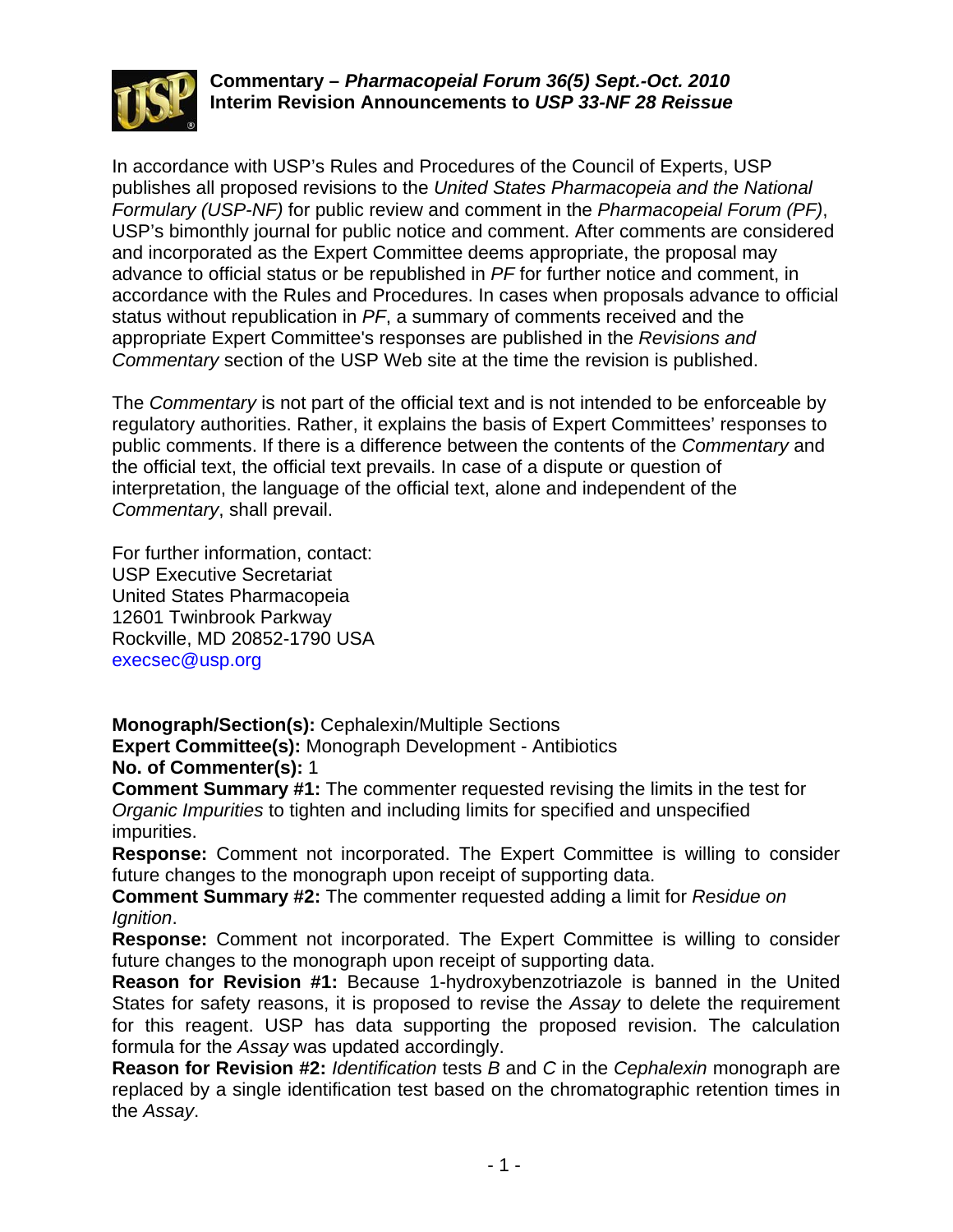**Commentary – *Pharmacopeial Forum 36(5) Sept.-Oct. 2010***
**Interim Revision Announcements to *USP 33-NF 28 Reissue***

In accordance with USP's Rules and Procedures of the Council of Experts, USP publishes all proposed revisions to the *United States Pharmacopeia and the National Formulary (USP-NF)* for public review and comment in the *Pharmacopeial Forum (PF)*, USP's bimonthly journal for public notice and comment. After comments are considered and incorporated as the Expert Committee deems appropriate, the proposal may advance to official status or be republished in *PF* for further notice and comment, in accordance with the Rules and Procedures. In cases when proposals advance to official status without republication in *PF*, a summary of comments received and the appropriate Expert Committee's responses are published in the *Revisions and Commentary* section of the USP Web site at the time the revision is published.

The *Commentary* is not part of the official text and is not intended to be enforceable by regulatory authorities. Rather, it explains the basis of Expert Committees' responses to public comments. If there is a difference between the contents of the *Commentary* and the official text, the official text prevails. In case of a dispute or question of interpretation, the language of the official text, alone and independent of the *Commentary*, shall prevail.

For further information, contact:
USP Executive Secretariat
United States Pharmacopeia
12601 Twinbrook Parkway
Rockville, MD 20852-1790 USA
execsec@usp.org

**Monograph/Section(s):** Cephalexin/Multiple Sections
**Expert Committee(s):** Monograph Development - Antibiotics
**No. of Commenter(s):** 1
**Comment Summary #1:** The commenter requested revising the limits in the test for *Organic Impurities* to tighten and including limits for specified and unspecified impurities.
**Response:** Comment not incorporated. The Expert Committee is willing to consider future changes to the monograph upon receipt of supporting data.
**Comment Summary #2:** The commenter requested adding a limit for *Residue on Ignition*.
**Response:** Comment not incorporated. The Expert Committee is willing to consider future changes to the monograph upon receipt of supporting data.
**Reason for Revision #1:** Because 1-hydroxybenzotriazole is banned in the United States for safety reasons, it is proposed to revise the *Assay* to delete the requirement for this reagent. USP has data supporting the proposed revision. The calculation formula for the *Assay* was updated accordingly.
**Reason for Revision #2:** *Identification* tests *B* and *C* in the *Cephalexin* monograph are replaced by a single identification test based on the chromatographic retention times in the *Assay*.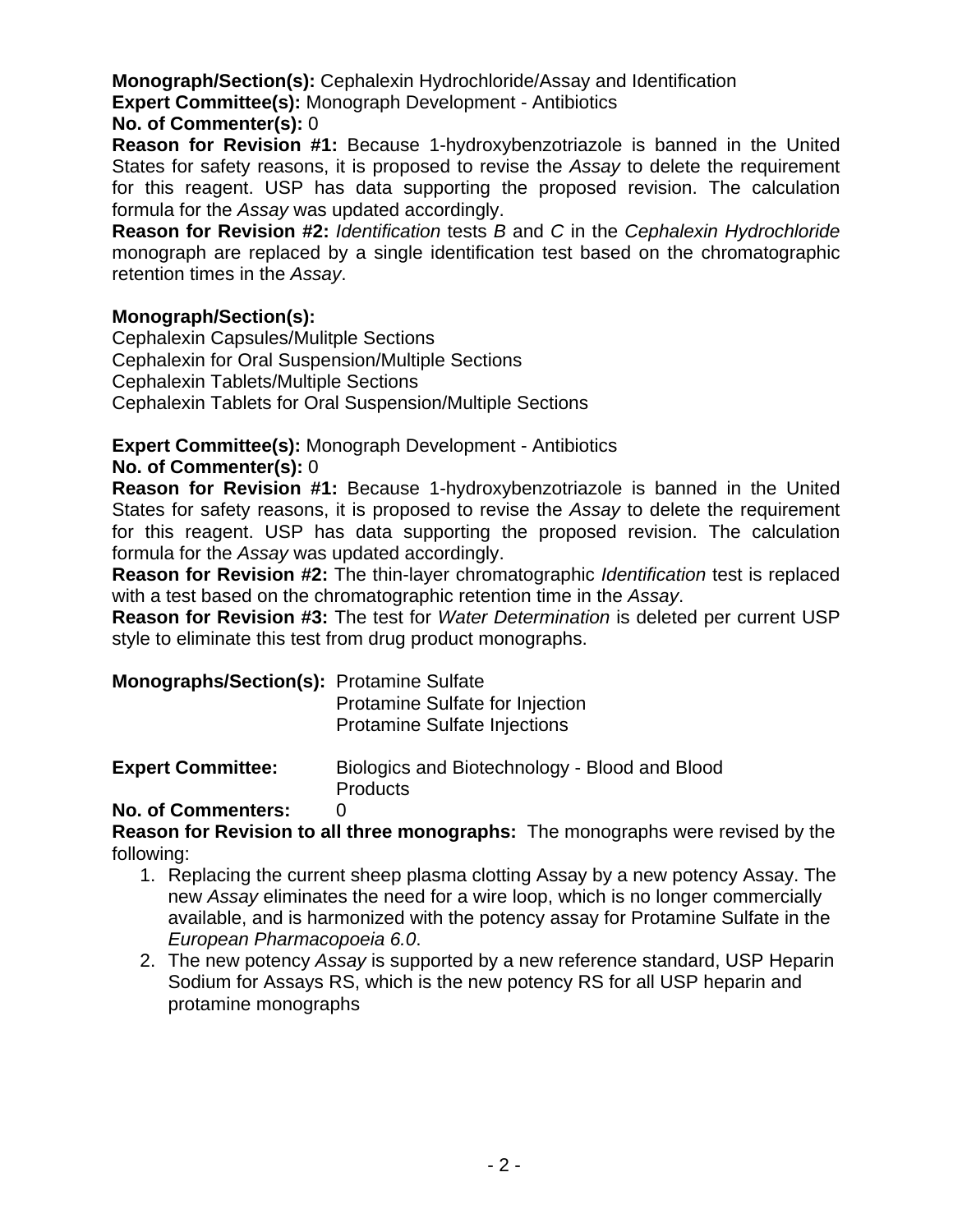**Monograph/Section(s):** Cephalexin Hydrochloride/Assay and Identification
**Expert Committee(s):** Monograph Development - Antibiotics
**No. of Commenter(s):** 0
**Reason for Revision #1:** Because 1-hydroxybenzotriazole is banned in the United States for safety reasons, it is proposed to revise the *Assay* to delete the requirement for this reagent. USP has data supporting the proposed revision. The calculation formula for the *Assay* was updated accordingly.
**Reason for Revision #2:** *Identification* tests *B* and *C* in the *Cephalexin Hydrochloride* monograph are replaced by a single identification test based on the chromatographic retention times in the *Assay*.

**Monograph/Section(s):**
Cephalexin Capsules/Mulitple Sections
Cephalexin for Oral Suspension/Multiple Sections
Cephalexin Tablets/Multiple Sections
Cephalexin Tablets for Oral Suspension/Multiple Sections

**Expert Committee(s):** Monograph Development - Antibiotics
**No. of Commenter(s):** 0
**Reason for Revision #1:** Because 1-hydroxybenzotriazole is banned in the United States for safety reasons, it is proposed to revise the *Assay* to delete the requirement for this reagent. USP has data supporting the proposed revision. The calculation formula for the *Assay* was updated accordingly.
**Reason for Revision #2:** The thin-layer chromatographic *Identification* test is replaced with a test based on the chromatographic retention time in the *Assay*.
**Reason for Revision #3:** The test for *Water Determination* is deleted per current USP style to eliminate this test from drug product monographs.

**Monographs/Section(s):** Protamine Sulfate
Protamine Sulfate for Injection
Protamine Sulfate Injections

**Expert Committee:** Biologics and Biotechnology - Blood and Blood Products
**No. of Commenters:** 0
**Reason for Revision to all three monographs:** The monographs were revised by the following:

1. Replacing the current sheep plasma clotting Assay by a new potency Assay. The new *Assay* eliminates the need for a wire loop, which is no longer commercially available, and is harmonized with the potency assay for Protamine Sulfate in the *European Pharmacopoeia 6.0*.
2. The new potency *Assay* is supported by a new reference standard, USP Heparin Sodium for Assays RS, which is the new potency RS for all USP heparin and protamine monographs